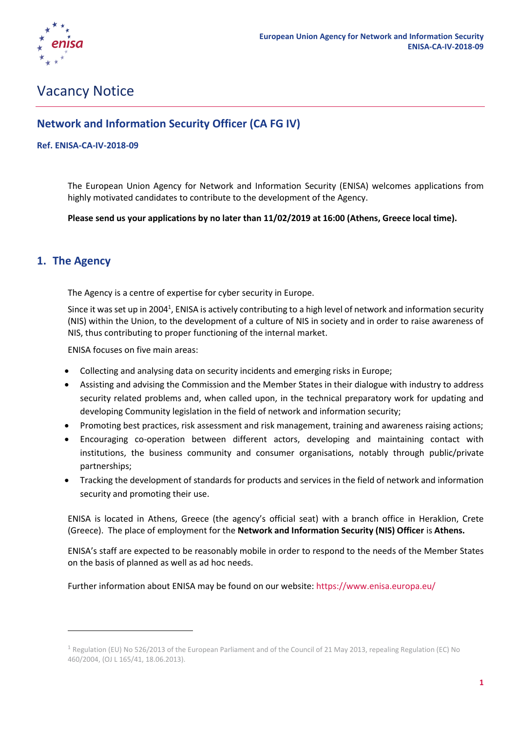# Vacancy Notice

## Network and Information Security Officer (CA FG IV)

**Ref. ENISA-CA-IV-2018-09**

The European Union Agency for Network and Information Security (ENISA) welcomes applications from highly motivated candidates to contribute to the development of the Agency.

**Please send us your applications by no later than 11/02/2019 at 16:00 (Athens, Greece local time).**

## 1. The Agency

The Agency is a centre of expertise for cyber security in Europe.

Since it was set up in 2004[1], ENISA is actively contributing to a high level of network and information security (NIS) within the Union, to the development of a culture of NIS in society and in order to raise awareness of NIS, thus contributing to proper functioning of the internal market.

ENISA focuses on five main areas:

- Collecting and analysing data on security incidents and emerging risks in Europe;
- Assisting and advising the Commission and the Member States in their dialogue with industry to address security related problems and, when called upon, in the technical preparatory work for updating and developing Community legislation in the field of network and information security;
- Promoting best practices, risk assessment and risk management, training and awareness raising actions;
- Encouraging co-operation between different actors, developing and maintaining contact with institutions, the business community and consumer organisations, notably through public/private partnerships;
- Tracking the development of standards for products and services in the field of network and information security and promoting their use.

ENISA is located in Athens, Greece (the agency's official seat) with a branch office in Heraklion, Crete (Greece). The place of employment for the **Network and Information Security (NIS) Officer** is **Athens.**

ENISA's staff are expected to be reasonably mobile in order to respond to the needs of the Member States on the basis of planned as well as ad hoc needs.

Further information about ENISA may be found on our website: https://www.enisa.europa.eu/

[1] Regulation (EU) No 526/2013 of the European Parliament and of the Council of 21 May 2013, repealing Regulation (EC) No 460/2004, (OJ L 165/41, 18.06.2013).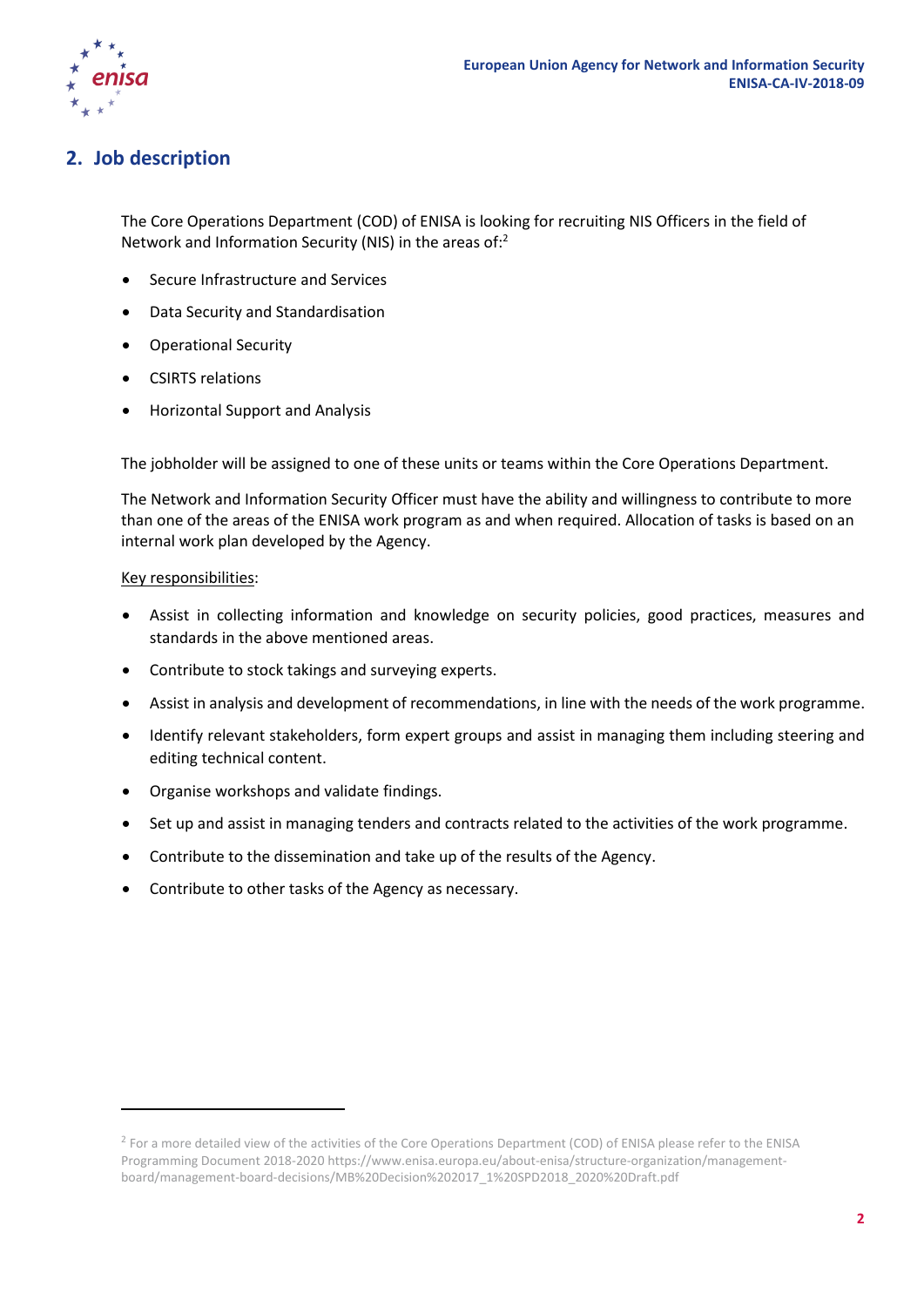## 2. Job description

The Core Operations Department (COD) of ENISA is looking for recruiting NIS Officers in the field of Network and Information Security (NIS) in the areas of:[2]

- Secure Infrastructure and Services
- Data Security and Standardisation
- Operational Security
- CSIRTS relations
- Horizontal Support and Analysis

The jobholder will be assigned to one of these units or teams within the Core Operations Department.

The Network and Information Security Officer must have the ability and willingness to contribute to more than one of the areas of the ENISA work program as and when required. Allocation of tasks is based on an internal work plan developed by the Agency.

Key responsibilities:

- Assist in collecting information and knowledge on security policies, good practices, measures and standards in the above mentioned areas.
- Contribute to stock takings and surveying experts.
- Assist in analysis and development of recommendations, in line with the needs of the work programme.
- Identify relevant stakeholders, form expert groups and assist in managing them including steering and editing technical content.
- Organise workshops and validate findings.
- Set up and assist in managing tenders and contracts related to the activities of the work programme.
- Contribute to the dissemination and take up of the results of the Agency.
- Contribute to other tasks of the Agency as necessary.

---

[2] For a more detailed view of the activities of the Core Operations Department (COD) of ENISA please refer to the ENISA Programming Document 2018-2020 https://www.enisa.europa.eu/about-enisa/structure-organization/management-board/management-board-decisions/MB%20Decision%202017_1%20SPD2018_2020%20Draft.pdf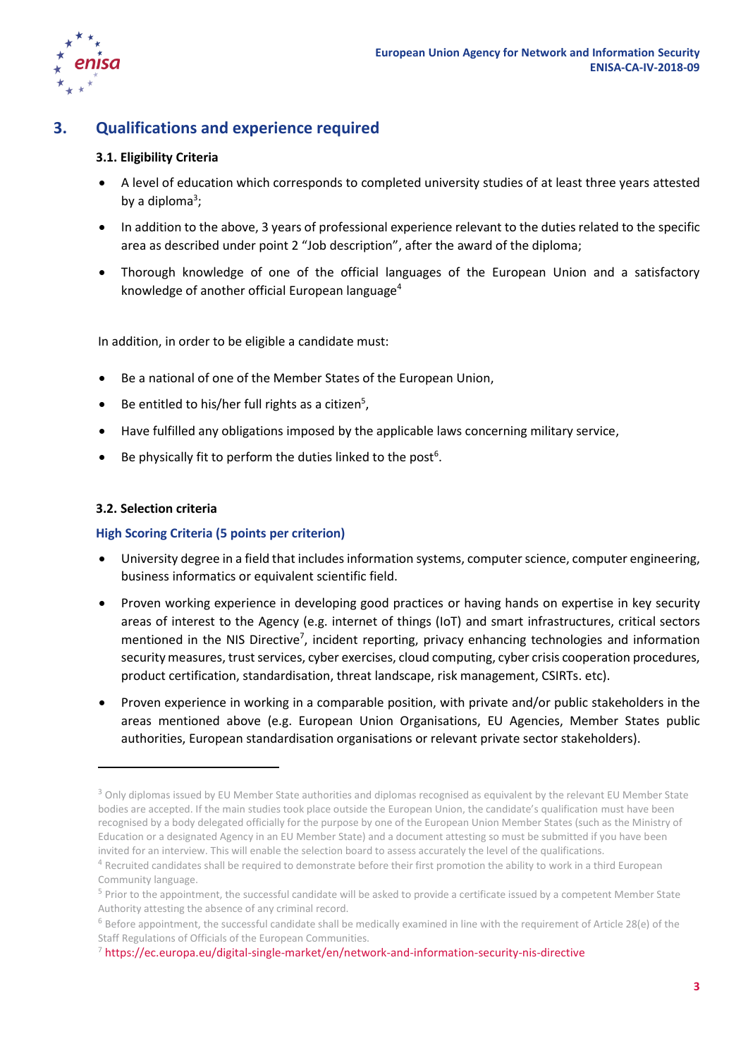## 3. Qualifications and experience required

### 3.1. Eligibility Criteria

- A level of education which corresponds to completed university studies of at least three years attested by a diploma[3];
- In addition to the above, 3 years of professional experience relevant to the duties related to the specific area as described under point 2 "Job description", after the award of the diploma;
- Thorough knowledge of one of the official languages of the European Union and a satisfactory knowledge of another official European language[4]

In addition, in order to be eligible a candidate must:

- Be a national of one of the Member States of the European Union,
- Be entitled to his/her full rights as a citizen[5],
- Have fulfilled any obligations imposed by the applicable laws concerning military service,
- Be physically fit to perform the duties linked to the post[6].

### 3.2. Selection criteria

**High Scoring Criteria (5 points per criterion)**

- University degree in a field that includes information systems, computer science, computer engineering, business informatics or equivalent scientific field.
- Proven working experience in developing good practices or having hands on expertise in key security areas of interest to the Agency (e.g. internet of things (IoT) and smart infrastructures, critical sectors mentioned in the NIS Directive[7], incident reporting, privacy enhancing technologies and information security measures, trust services, cyber exercises, cloud computing, cyber crisis cooperation procedures, product certification, standardisation, threat landscape, risk management, CSIRTs. etc).
- Proven experience in working in a comparable position, with private and/or public stakeholders in the areas mentioned above (e.g. European Union Organisations, EU Agencies, Member States public authorities, European standardisation organisations or relevant private sector stakeholders).

---

[3] Only diplomas issued by EU Member State authorities and diplomas recognised as equivalent by the relevant EU Member State bodies are accepted. If the main studies took place outside the European Union, the candidate's qualification must have been recognised by a body delegated officially for the purpose by one of the European Union Member States (such as the Ministry of Education or a designated Agency in an EU Member State) and a document attesting so must be submitted if you have been invited for an interview. This will enable the selection board to assess accurately the level of the qualifications.

[4] Recruited candidates shall be required to demonstrate before their first promotion the ability to work in a third European Community language.

[5] Prior to the appointment, the successful candidate will be asked to provide a certificate issued by a competent Member State Authority attesting the absence of any criminal record.

[6] Before appointment, the successful candidate shall be medically examined in line with the requirement of Article 28(e) of the Staff Regulations of Officials of the European Communities.

[7] https://ec.europa.eu/digital-single-market/en/network-and-information-security-nis-directive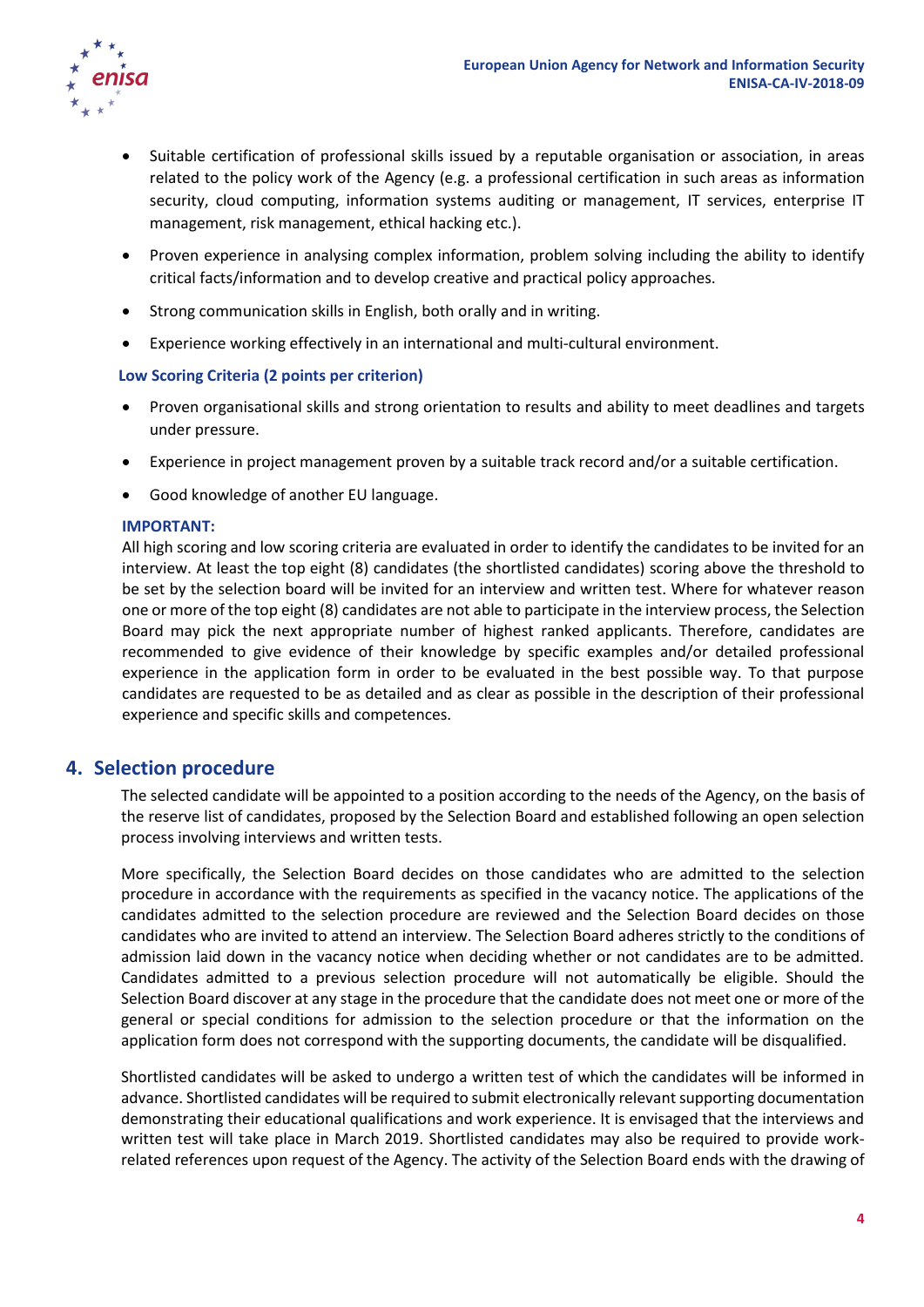- Suitable certification of professional skills issued by a reputable organisation or association, in areas related to the policy work of the Agency (e.g. a professional certification in such areas as information security, cloud computing, information systems auditing or management, IT services, enterprise IT management, risk management, ethical hacking etc.).
- Proven experience in analysing complex information, problem solving including the ability to identify critical facts/information and to develop creative and practical policy approaches.
- Strong communication skills in English, both orally and in writing.
- Experience working effectively in an international and multi-cultural environment.

**Low Scoring Criteria (2 points per criterion)**

- Proven organisational skills and strong orientation to results and ability to meet deadlines and targets under pressure.
- Experience in project management proven by a suitable track record and/or a suitable certification.
- Good knowledge of another EU language.

**IMPORTANT:**

All high scoring and low scoring criteria are evaluated in order to identify the candidates to be invited for an interview. At least the top eight (8) candidates (the shortlisted candidates) scoring above the threshold to be set by the selection board will be invited for an interview and written test. Where for whatever reason one or more of the top eight (8) candidates are not able to participate in the interview process, the Selection Board may pick the next appropriate number of highest ranked applicants. Therefore, candidates are recommended to give evidence of their knowledge by specific examples and/or detailed professional experience in the application form in order to be evaluated in the best possible way. To that purpose candidates are requested to be as detailed and as clear as possible in the description of their professional experience and specific skills and competences.

## 4. Selection procedure

The selected candidate will be appointed to a position according to the needs of the Agency, on the basis of the reserve list of candidates, proposed by the Selection Board and established following an open selection process involving interviews and written tests.

More specifically, the Selection Board decides on those candidates who are admitted to the selection procedure in accordance with the requirements as specified in the vacancy notice. The applications of the candidates admitted to the selection procedure are reviewed and the Selection Board decides on those candidates who are invited to attend an interview. The Selection Board adheres strictly to the conditions of admission laid down in the vacancy notice when deciding whether or not candidates are to be admitted. Candidates admitted to a previous selection procedure will not automatically be eligible. Should the Selection Board discover at any stage in the procedure that the candidate does not meet one or more of the general or special conditions for admission to the selection procedure or that the information on the application form does not correspond with the supporting documents, the candidate will be disqualified.

Shortlisted candidates will be asked to undergo a written test of which the candidates will be informed in advance. Shortlisted candidates will be required to submit electronically relevant supporting documentation demonstrating their educational qualifications and work experience. It is envisaged that the interviews and written test will take place in March 2019. Shortlisted candidates may also be required to provide work-related references upon request of the Agency. The activity of the Selection Board ends with the drawing of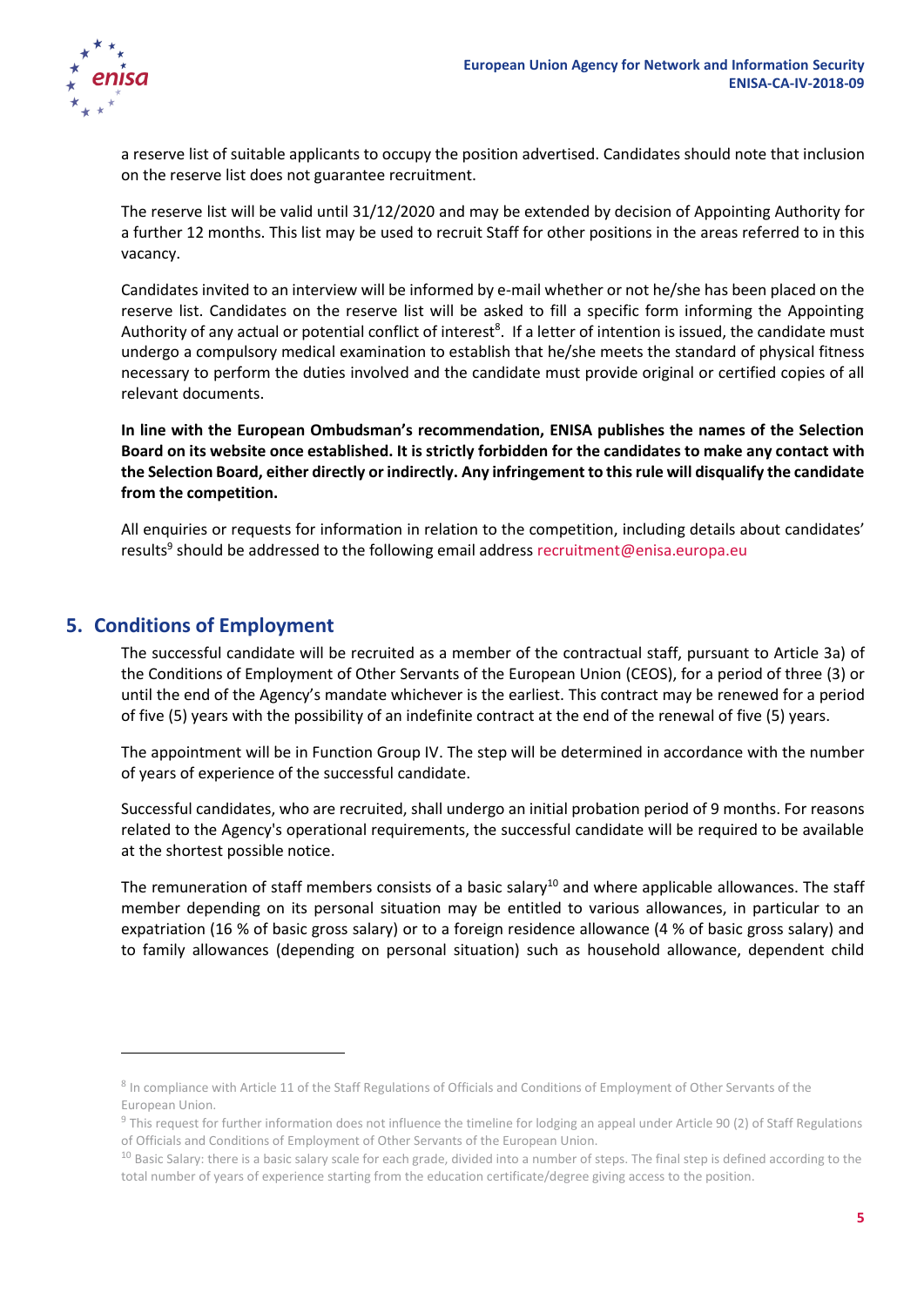a reserve list of suitable applicants to occupy the position advertised. Candidates should note that inclusion on the reserve list does not guarantee recruitment.

The reserve list will be valid until 31/12/2020 and may be extended by decision of Appointing Authority for a further 12 months. This list may be used to recruit Staff for other positions in the areas referred to in this vacancy.

Candidates invited to an interview will be informed by e-mail whether or not he/she has been placed on the reserve list. Candidates on the reserve list will be asked to fill a specific form informing the Appointing Authority of any actual or potential conflict of interest[8]. If a letter of intention is issued, the candidate must undergo a compulsory medical examination to establish that he/she meets the standard of physical fitness necessary to perform the duties involved and the candidate must provide original or certified copies of all relevant documents.

**In line with the European Ombudsman's recommendation, ENISA publishes the names of the Selection Board on its website once established. It is strictly forbidden for the candidates to make any contact with the Selection Board, either directly or indirectly. Any infringement to this rule will disqualify the candidate from the competition.**

All enquiries or requests for information in relation to the competition, including details about candidates' results[9] should be addressed to the following email address recruitment@enisa.europa.eu

## 5. Conditions of Employment

The successful candidate will be recruited as a member of the contractual staff, pursuant to Article 3a) of the Conditions of Employment of Other Servants of the European Union (CEOS), for a period of three (3) or until the end of the Agency's mandate whichever is the earliest. This contract may be renewed for a period of five (5) years with the possibility of an indefinite contract at the end of the renewal of five (5) years.

The appointment will be in Function Group IV. The step will be determined in accordance with the number of years of experience of the successful candidate.

Successful candidates, who are recruited, shall undergo an initial probation period of 9 months. For reasons related to the Agency's operational requirements, the successful candidate will be required to be available at the shortest possible notice.

The remuneration of staff members consists of a basic salary[10] and where applicable allowances. The staff member depending on its personal situation may be entitled to various allowances, in particular to an expatriation (16 % of basic gross salary) or to a foreign residence allowance (4 % of basic gross salary) and to family allowances (depending on personal situation) such as household allowance, dependent child

---

[8] In compliance with Article 11 of the Staff Regulations of Officials and Conditions of Employment of Other Servants of the European Union.

[9] This request for further information does not influence the timeline for lodging an appeal under Article 90 (2) of Staff Regulations of Officials and Conditions of Employment of Other Servants of the European Union.

[10] Basic Salary: there is a basic salary scale for each grade, divided into a number of steps. The final step is defined according to the total number of years of experience starting from the education certificate/degree giving access to the position.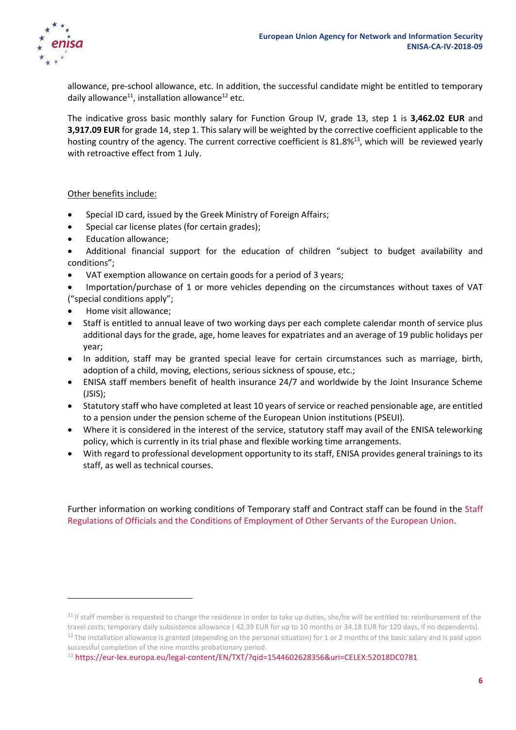allowance, pre-school allowance, etc. In addition, the successful candidate might be entitled to temporary daily allowance[11], installation allowance[12] etc.

The indicative gross basic monthly salary for Function Group IV, grade 13, step 1 is **3,462.02 EUR** and **3,917.09 EUR** for grade 14, step 1. This salary will be weighted by the corrective coefficient applicable to the hosting country of the agency. The current corrective coefficient is 81.8%[13], which will be reviewed yearly with retroactive effect from 1 July.

Other benefits include:

- Special ID card, issued by the Greek Ministry of Foreign Affairs;
- Special car license plates (for certain grades);
- Education allowance;
- Additional financial support for the education of children "subject to budget availability and conditions";
- VAT exemption allowance on certain goods for a period of 3 years;
- Importation/purchase of 1 or more vehicles depending on the circumstances without taxes of VAT ("special conditions apply";
- Home visit allowance;
- Staff is entitled to annual leave of two working days per each complete calendar month of service plus additional days for the grade, age, home leaves for expatriates and an average of 19 public holidays per year;
- In addition, staff may be granted special leave for certain circumstances such as marriage, birth, adoption of a child, moving, elections, serious sickness of spouse, etc.;
- ENISA staff members benefit of health insurance 24/7 and worldwide by the Joint Insurance Scheme (JSIS);
- Statutory staff who have completed at least 10 years of service or reached pensionable age, are entitled to a pension under the pension scheme of the European Union institutions (PSEUI).
- Where it is considered in the interest of the service, statutory staff may avail of the ENISA teleworking policy, which is currently in its trial phase and flexible working time arrangements.
- With regard to professional development opportunity to its staff, ENISA provides general trainings to its staff, as well as technical courses.

Further information on working conditions of Temporary staff and Contract staff can be found in the Staff Regulations of Officials and the Conditions of Employment of Other Servants of the European Union.

---

[11] If staff member is requested to change the residence in order to take up duties, she/he will be entitled to: reimbursement of the travel costs; temporary daily subsistence allowance ( 42.39 EUR for up to 10 months or 34.18 EUR for 120 days, if no dependents).

[12] The installation allowance is granted (depending on the personal situation) for 1 or 2 months of the basic salary and is paid upon successful completion of the nine months probationary period.

[13] https://eur-lex.europa.eu/legal-content/EN/TXT/?qid=1544602628356&uri=CELEX:52018DC0781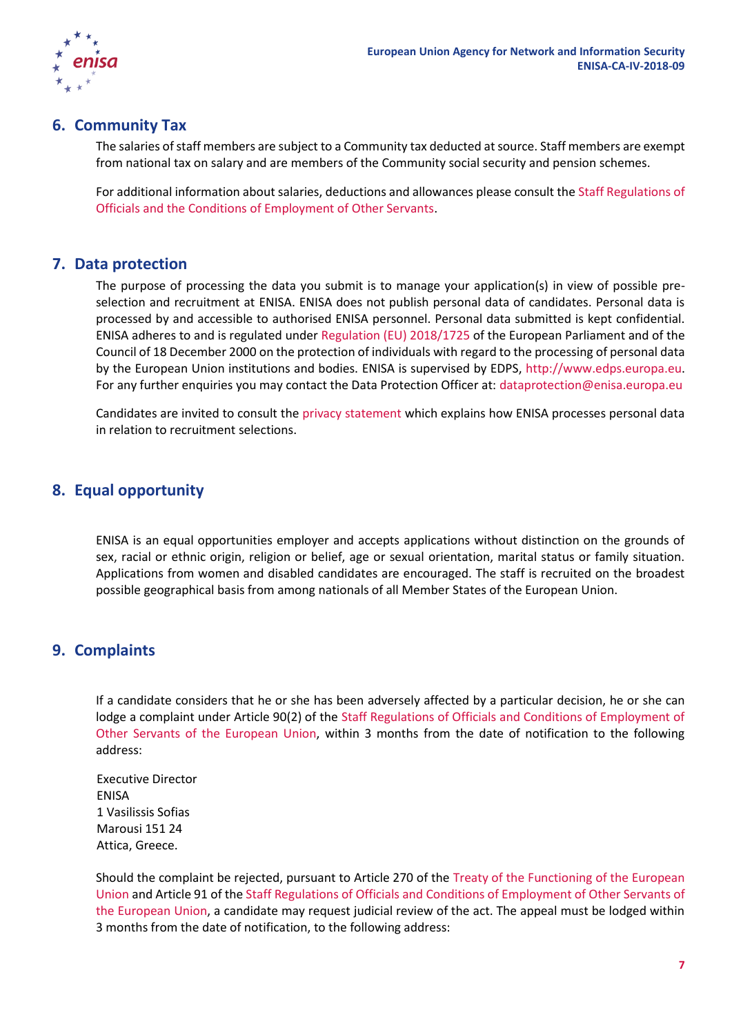## 6. Community Tax

The salaries of staff members are subject to a Community tax deducted at source. Staff members are exempt from national tax on salary and are members of the Community social security and pension schemes.

For additional information about salaries, deductions and allowances please consult the Staff Regulations of Officials and the Conditions of Employment of Other Servants.

## 7. Data protection

The purpose of processing the data you submit is to manage your application(s) in view of possible pre-selection and recruitment at ENISA. ENISA does not publish personal data of candidates. Personal data is processed by and accessible to authorised ENISA personnel. Personal data submitted is kept confidential. ENISA adheres to and is regulated under Regulation (EU) 2018/1725 of the European Parliament and of the Council of 18 December 2000 on the protection of individuals with regard to the processing of personal data by the European Union institutions and bodies. ENISA is supervised by EDPS, http://www.edps.europa.eu. For any further enquiries you may contact the Data Protection Officer at: dataprotection@enisa.europa.eu

Candidates are invited to consult the privacy statement which explains how ENISA processes personal data in relation to recruitment selections.

## 8. Equal opportunity

ENISA is an equal opportunities employer and accepts applications without distinction on the grounds of sex, racial or ethnic origin, religion or belief, age or sexual orientation, marital status or family situation. Applications from women and disabled candidates are encouraged. The staff is recruited on the broadest possible geographical basis from among nationals of all Member States of the European Union.

## 9. Complaints

If a candidate considers that he or she has been adversely affected by a particular decision, he or she can lodge a complaint under Article 90(2) of the Staff Regulations of Officials and Conditions of Employment of Other Servants of the European Union, within 3 months from the date of notification to the following address:

Executive Director
ENISA
1 Vasilissis Sofias
Marousi 151 24
Attica, Greece.

Should the complaint be rejected, pursuant to Article 270 of the Treaty of the Functioning of the European Union and Article 91 of the Staff Regulations of Officials and Conditions of Employment of Other Servants of the European Union, a candidate may request judicial review of the act. The appeal must be lodged within 3 months from the date of notification, to the following address: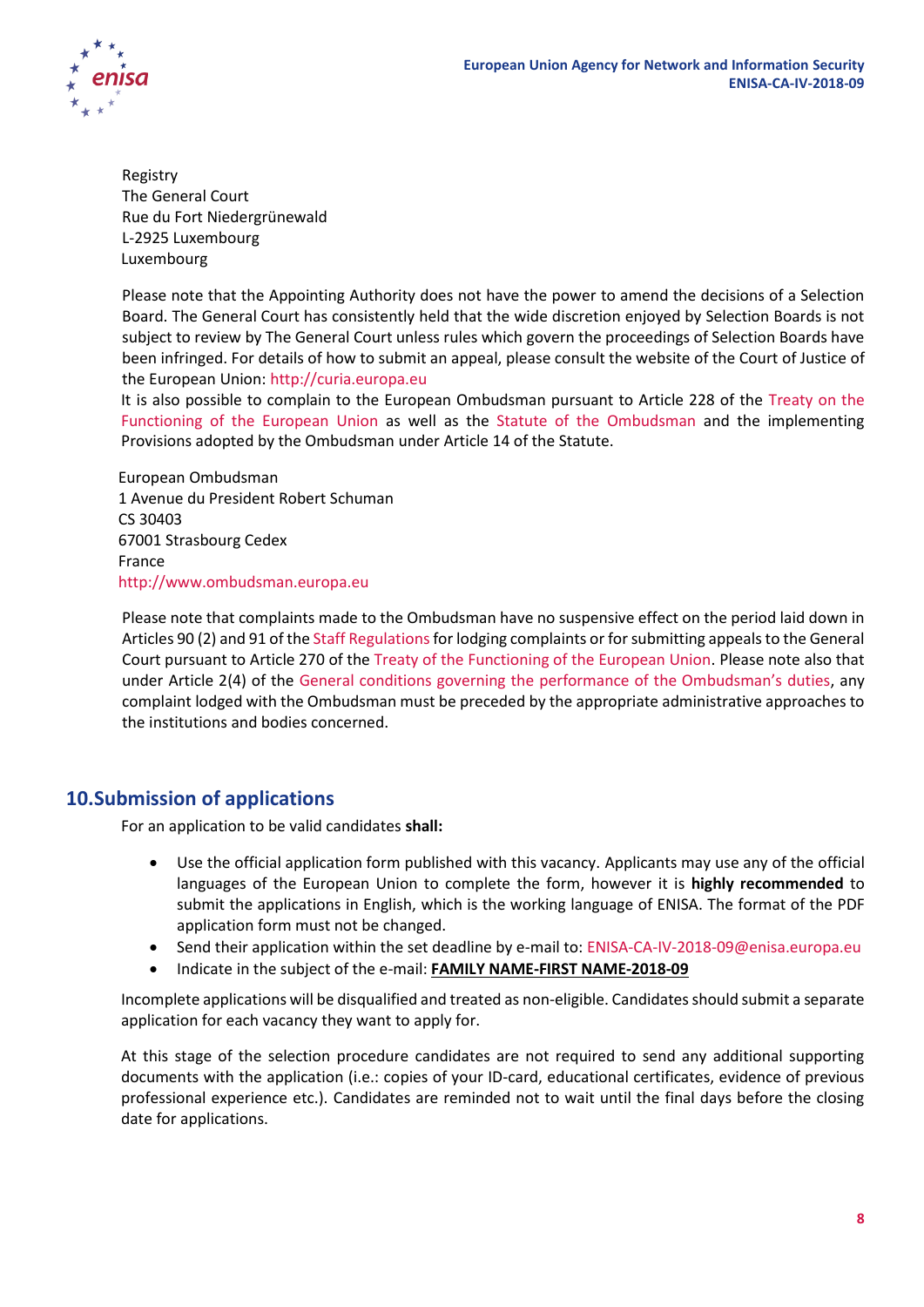Registry
The General Court
Rue du Fort Niedergrünewald
L-2925 Luxembourg
Luxembourg

Please note that the Appointing Authority does not have the power to amend the decisions of a Selection Board. The General Court has consistently held that the wide discretion enjoyed by Selection Boards is not subject to review by The General Court unless rules which govern the proceedings of Selection Boards have been infringed. For details of how to submit an appeal, please consult the website of the Court of Justice of the European Union: http://curia.europa.eu

It is also possible to complain to the European Ombudsman pursuant to Article 228 of the Treaty on the Functioning of the European Union as well as the Statute of the Ombudsman and the implementing Provisions adopted by the Ombudsman under Article 14 of the Statute.

European Ombudsman
1 Avenue du President Robert Schuman
CS 30403
67001 Strasbourg Cedex
France
http://www.ombudsman.europa.eu

Please note that complaints made to the Ombudsman have no suspensive effect on the period laid down in Articles 90 (2) and 91 of the Staff Regulations for lodging complaints or for submitting appeals to the General Court pursuant to Article 270 of the Treaty of the Functioning of the European Union. Please note also that under Article 2(4) of the General conditions governing the performance of the Ombudsman's duties, any complaint lodged with the Ombudsman must be preceded by the appropriate administrative approaches to the institutions and bodies concerned.

## 10.Submission of applications

For an application to be valid candidates **shall:**

- Use the official application form published with this vacancy. Applicants may use any of the official languages of the European Union to complete the form, however it is **highly recommended** to submit the applications in English, which is the working language of ENISA. The format of the PDF application form must not be changed.
- Send their application within the set deadline by e-mail to: ENISA-CA-IV-2018-09@enisa.europa.eu
- Indicate in the subject of the e-mail: **FAMILY NAME-FIRST NAME-2018-09**

Incomplete applications will be disqualified and treated as non-eligible. Candidates should submit a separate application for each vacancy they want to apply for.

At this stage of the selection procedure candidates are not required to send any additional supporting documents with the application (i.e.: copies of your ID-card, educational certificates, evidence of previous professional experience etc.). Candidates are reminded not to wait until the final days before the closing date for applications.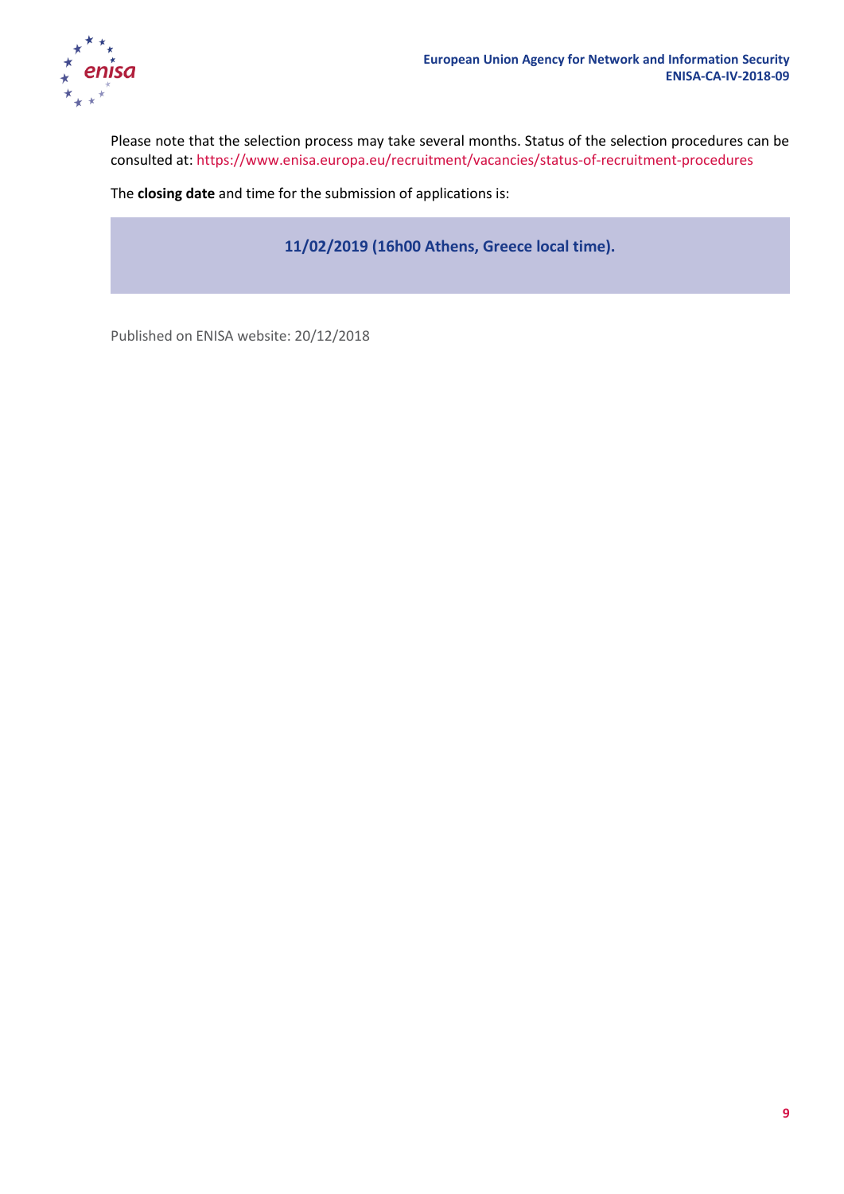Please note that the selection process may take several months. Status of the selection procedures can be consulted at: https://www.enisa.europa.eu/recruitment/vacancies/status-of-recruitment-procedures

The **closing date** and time for the submission of applications is:

**11/02/2019 (16h00 Athens, Greece local time).**

Published on ENISA website: 20/12/2018